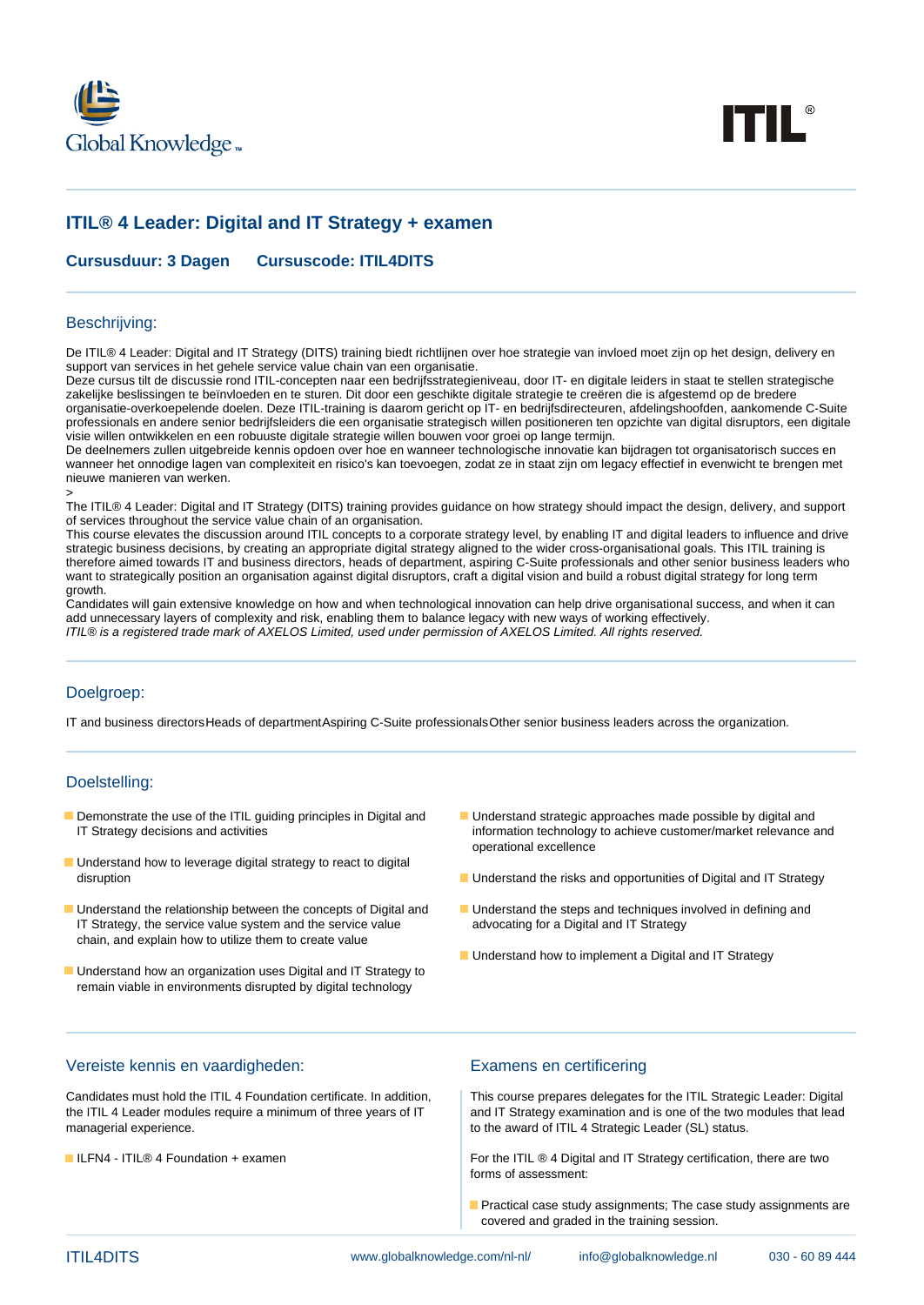# ITIL® 4 Leader: Digital and IT Strategy + examen

**Cursusduur: 3 Dagen** **Cursuscode: ITIL4DITS**

## Beschrijving:

De ITIL® 4 Leader: Digital and IT Strategy (DITS) training biedt richtlijnen over hoe strategie van invloed moet zijn op het design, delivery en support van services in het gehele service value chain van een organisatie.
Deze cursus tilt de discussie rond ITIL-concepten naar een bedrijfsstrategieniveau, door IT- en digitale leiders in staat te stellen strategische zakelijke beslissingen te beïnvloeden en te sturen. Dit door een geschikte digitale strategie te creëren die is afgestemd op de bredere organisatie-overkoepelende doelen. Deze ITIL-training is daarom gericht op IT- en bedrijfsdirecteuren, afdelingshoofden, aankomende C-Suite professionals en andere senior bedrijfsleiders die een organisatie strategisch willen positioneren ten opzichte van digital disruptors, een digitale visie willen ontwikkelen en een robuuste digitale strategie willen bouwen voor groei op lange termijn.
De deelnemers zullen uitgebreide kennis opdoen over hoe en wanneer technologische innovatie kan bijdragen tot organisatorisch succes en wanneer het onnodige lagen van complexiteit en risico's kan toevoegen, zodat ze in staat zijn om legacy effectief in evenwicht te brengen met nieuwe manieren van werken.
>
The ITIL® 4 Leader: Digital and IT Strategy (DITS) training provides guidance on how strategy should impact the design, delivery, and support of services throughout the service value chain of an organisation.
This course elevates the discussion around ITIL concepts to a corporate strategy level, by enabling IT and digital leaders to influence and drive strategic business decisions, by creating an appropriate digital strategy aligned to the wider cross-organisational goals. This ITIL training is therefore aimed towards IT and business directors, heads of department, aspiring C-Suite professionals and other senior business leaders who want to strategically position an organisation against digital disruptors, craft a digital vision and build a robust digital strategy for long term growth.
Candidates will gain extensive knowledge on how and when technological innovation can help drive organisational success, and when it can add unnecessary layers of complexity and risk, enabling them to balance legacy with new ways of working effectively.
*ITIL® is a registered trade mark of AXELOS Limited, used under permission of AXELOS Limited. All rights reserved.*

## Doelgroep:

IT and business directorsHeads of departmentAspiring C-Suite professionalsOther senior business leaders across the organization.

## Doelstelling:

- Demonstrate the use of the ITIL guiding principles in Digital and IT Strategy decisions and activities
- Understand how to leverage digital strategy to react to digital disruption
- Understand the relationship between the concepts of Digital and IT Strategy, the service value system and the service value chain, and explain how to utilize them to create value
- Understand how an organization uses Digital and IT Strategy to remain viable in environments disrupted by digital technology
- Understand strategic approaches made possible by digital and information technology to achieve customer/market relevance and operational excellence
- Understand the risks and opportunities of Digital and IT Strategy
- Understand the steps and techniques involved in defining and advocating for a Digital and IT Strategy
- Understand how to implement a Digital and IT Strategy

## Vereiste kennis en vaardigheden:

Candidates must hold the ITIL 4 Foundation certificate. In addition, the ITIL 4 Leader modules require a minimum of three years of IT managerial experience.

- ILFN4 - ITIL® 4 Foundation + examen

## Examens en certificering

This course prepares delegates for the ITIL Strategic Leader: Digital and IT Strategy examination and is one of the two modules that lead to the award of ITIL 4 Strategic Leader (SL) status.

For the ITIL ® 4 Digital and IT Strategy certification, there are two forms of assessment:

- Practical case study assignments; The case study assignments are covered and graded in the training session.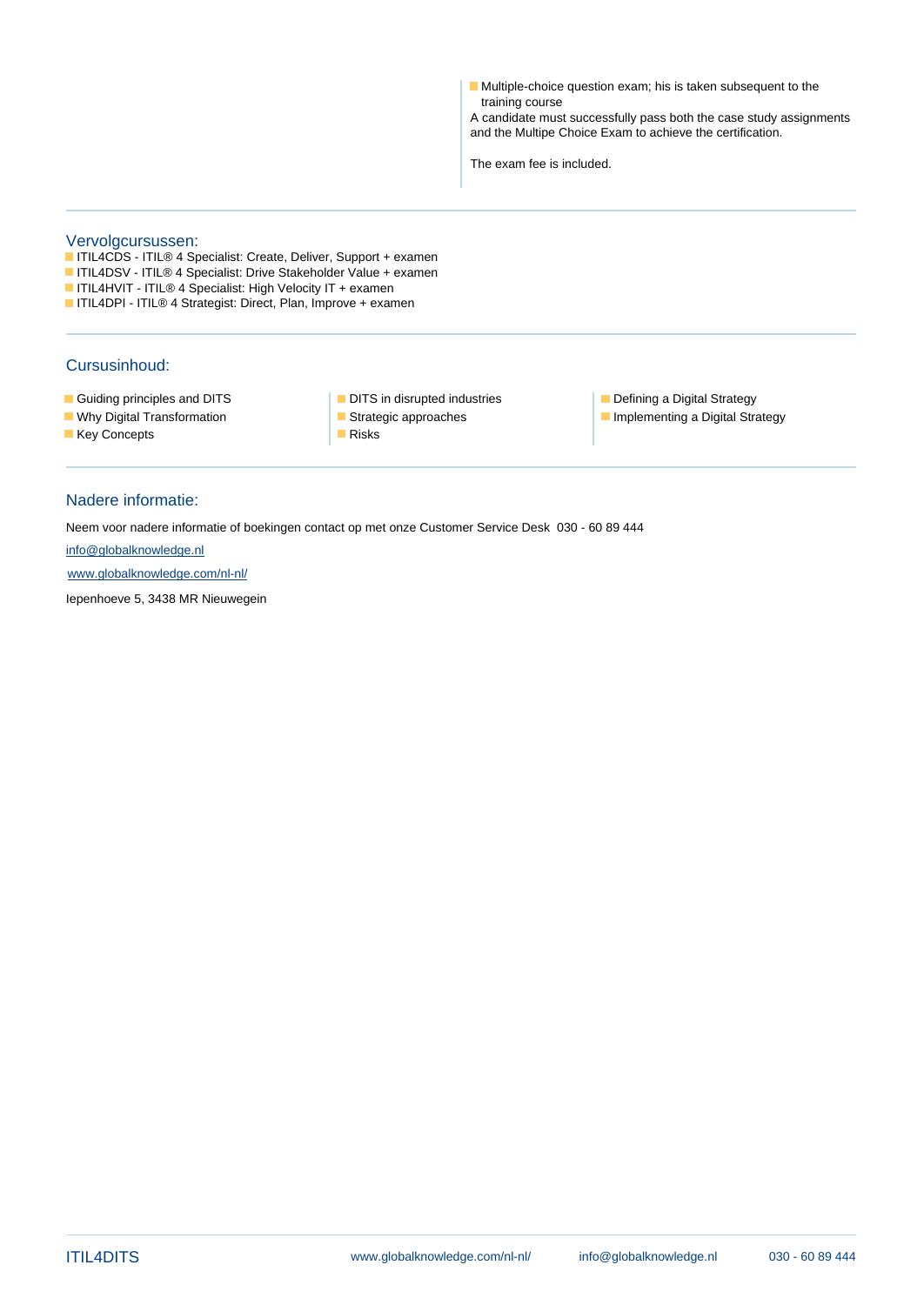- Multiple-choice question exam; his is taken subsequent to the training course

A candidate must successfully pass both the case study assignments and the Multipe Choice Exam to achieve the certification.

The exam fee is included.

## Vervolgcursussen:

- ITIL4CDS - ITIL® 4 Specialist: Create, Deliver, Support + examen
- ITIL4DSV - ITIL® 4 Specialist: Drive Stakeholder Value + examen
- ITIL4HVIT - ITIL® 4 Specialist: High Velocity IT + examen
- ITIL4DPI - ITIL® 4 Strategist: Direct, Plan, Improve + examen

## Cursusinhoud:

- Guiding principles and DITS
- Why Digital Transformation
- Key Concepts
- DITS in disrupted industries
- Strategic approaches
- Risks
- Defining a Digital Strategy
- Implementing a Digital Strategy

## Nadere informatie:

Neem voor nadere informatie of boekingen contact op met onze Customer Service Desk 030 - 60 89 444

info@globalknowledge.nl

www.globalknowledge.com/nl-nl/

Iepenhoeve 5, 3438 MR Nieuwegein